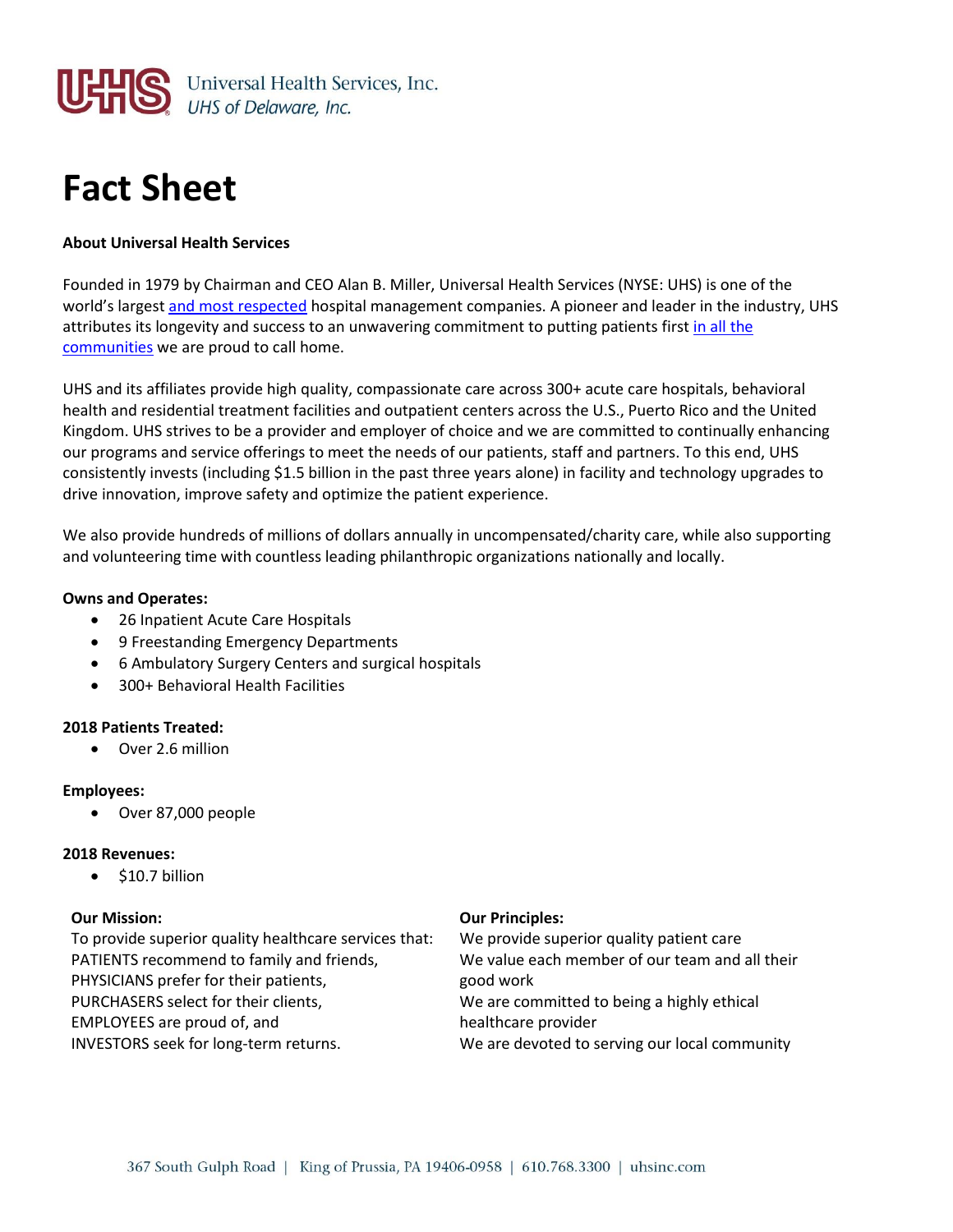Universal Health Services, Inc.
*UHS of Delaware, Inc.*

# Fact Sheet

**About Universal Health Services**

Founded in 1979 by Chairman and CEO Alan B. Miller, Universal Health Services (NYSE: UHS) is one of the world's largest and most respected hospital management companies. A pioneer and leader in the industry, UHS attributes its longevity and success to an unwavering commitment to putting patients first in all the communities we are proud to call home.

UHS and its affiliates provide high quality, compassionate care across 300+ acute care hospitals, behavioral health and residential treatment facilities and outpatient centers across the U.S., Puerto Rico and the United Kingdom. UHS strives to be a provider and employer of choice and we are committed to continually enhancing our programs and service offerings to meet the needs of our patients, staff and partners. To this end, UHS consistently invests (including $1.5 billion in the past three years alone) in facility and technology upgrades to drive innovation, improve safety and optimize the patient experience.

We also provide hundreds of millions of dollars annually in uncompensated/charity care, while also supporting and volunteering time with countless leading philanthropic organizations nationally and locally.

**Owns and Operates:**

- 26 Inpatient Acute Care Hospitals
- 9 Freestanding Emergency Departments
- 6 Ambulatory Surgery Centers and surgical hospitals
- 300+ Behavioral Health Facilities

**2018 Patients Treated:**

- Over 2.6 million

**Employees:**

- Over 87,000 people

**2018 Revenues:**

- $10.7 billion

**Our Mission:**
To provide superior quality healthcare services that:
PATIENTS recommend to family and friends,
PHYSICIANS prefer for their patients,
PURCHASERS select for their clients,
EMPLOYEES are proud of, and
INVESTORS seek for long-term returns.

**Our Principles:**
We provide superior quality patient care
We value each member of our team and all their good work
We are committed to being a highly ethical healthcare provider
We are devoted to serving our local community

367 South Gulph Road | King of Prussia, PA 19406-0958 | 610.768.3300 | uhsinc.com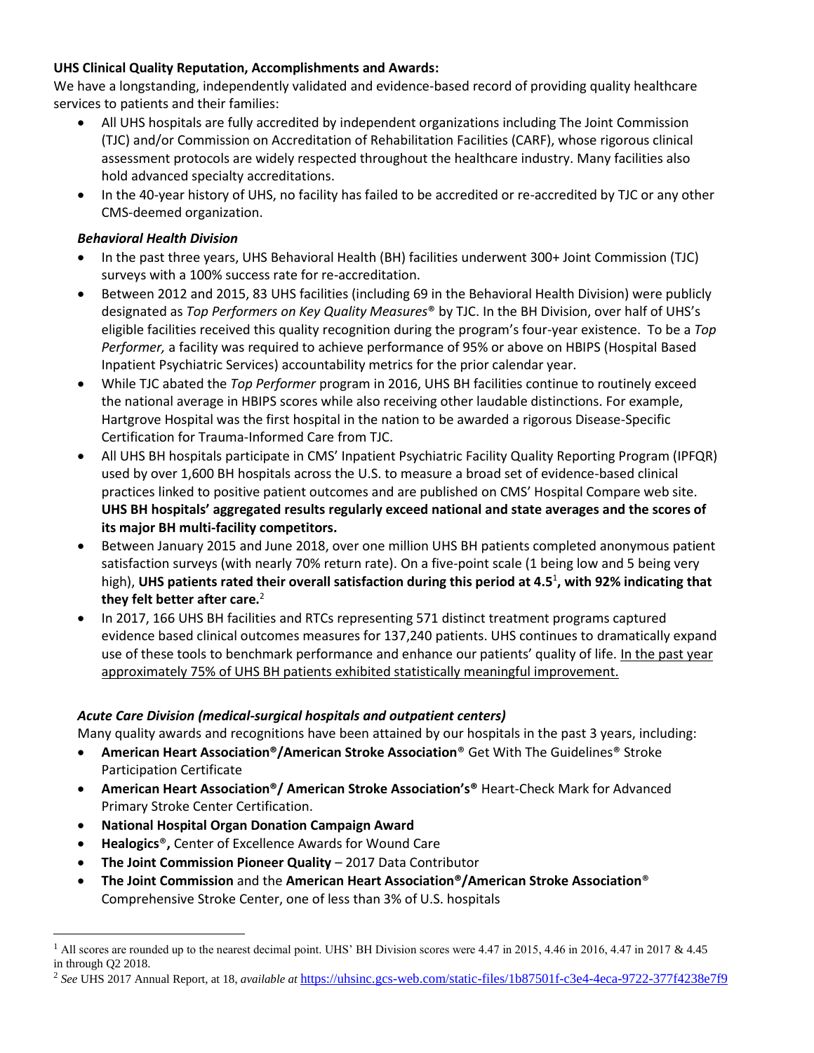**UHS Clinical Quality Reputation, Accomplishments and Awards:**

We have a longstanding, independently validated and evidence-based record of providing quality healthcare services to patients and their families:

- All UHS hospitals are fully accredited by independent organizations including The Joint Commission (TJC) and/or Commission on Accreditation of Rehabilitation Facilities (CARF), whose rigorous clinical assessment protocols are widely respected throughout the healthcare industry. Many facilities also hold advanced specialty accreditations.
- In the 40-year history of UHS, no facility has failed to be accredited or re-accredited by TJC or any other CMS-deemed organization.

***Behavioral Health Division***

- In the past three years, UHS Behavioral Health (BH) facilities underwent 300+ Joint Commission (TJC) surveys with a 100% success rate for re-accreditation.
- Between 2012 and 2015, 83 UHS facilities (including 69 in the Behavioral Health Division) were publicly designated as *Top Performers on Key Quality Measures®* by TJC. In the BH Division, over half of UHS's eligible facilities received this quality recognition during the program's four-year existence. To be a *Top Performer,* a facility was required to achieve performance of 95% or above on HBIPS (Hospital Based Inpatient Psychiatric Services) accountability metrics for the prior calendar year.
- While TJC abated the *Top Performer* program in 2016, UHS BH facilities continue to routinely exceed the national average in HBIPS scores while also receiving other laudable distinctions. For example, Hartgrove Hospital was the first hospital in the nation to be awarded a rigorous Disease-Specific Certification for Trauma-Informed Care from TJC.
- All UHS BH hospitals participate in CMS' Inpatient Psychiatric Facility Quality Reporting Program (IPFQR) used by over 1,600 BH hospitals across the U.S. to measure a broad set of evidence-based clinical practices linked to positive patient outcomes and are published on CMS' Hospital Compare web site. **UHS BH hospitals' aggregated results regularly exceed national and state averages and the scores of its major BH multi-facility competitors.**
- Between January 2015 and June 2018, over one million UHS BH patients completed anonymous patient satisfaction surveys (with nearly 70% return rate). On a five-point scale (1 being low and 5 being very high), **UHS patients rated their overall satisfaction during this period at 4.5**[1]**, with 92% indicating that they felt better after care.**[2]
- In 2017, 166 UHS BH facilities and RTCs representing 571 distinct treatment programs captured evidence based clinical outcomes measures for 137,240 patients. UHS continues to dramatically expand use of these tools to benchmark performance and enhance our patients' quality of life. <u>In the past year approximately 75% of UHS BH patients exhibited statistically meaningful improvement.</u>

***Acute Care Division (medical-surgical hospitals and outpatient centers)***

Many quality awards and recognitions have been attained by our hospitals in the past 3 years, including:

- **American Heart Association®/American Stroke Association**® Get With The Guidelines® Stroke Participation Certificate
- **American Heart Association®/ American Stroke Association's®** Heart-Check Mark for Advanced Primary Stroke Center Certification.
- **National Hospital Organ Donation Campaign Award**
- **Healogics®,** Center of Excellence Awards for Wound Care
- **The Joint Commission Pioneer Quality** – 2017 Data Contributor
- **The Joint Commission** and the **American Heart Association®/American Stroke Association**® Comprehensive Stroke Center, one of less than 3% of U.S. hospitals

---

[1] All scores are rounded up to the nearest decimal point. UHS' BH Division scores were 4.47 in 2015, 4.46 in 2016, 4.47 in 2017 & 4.45 in through Q2 2018.

[2] *See* UHS 2017 Annual Report, at 18, *available at* https://uhsinc.gcs-web.com/static-files/1b87501f-c3e4-4eca-9722-377f4238e7f9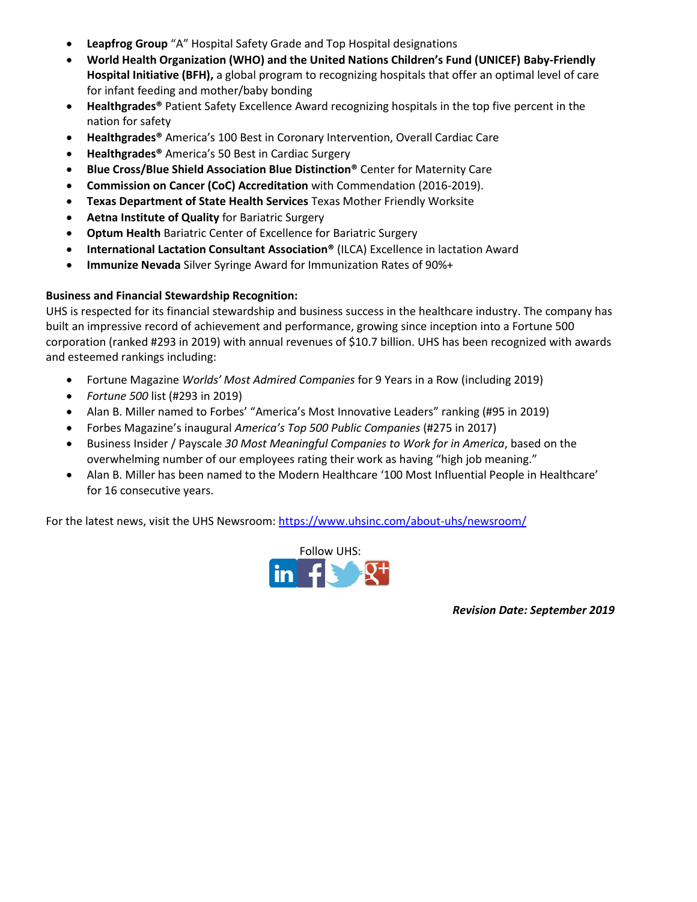- **Leapfrog Group** "A" Hospital Safety Grade and Top Hospital designations
- **World Health Organization (WHO) and the United Nations Children's Fund (UNICEF) Baby-Friendly Hospital Initiative (BFH),** a global program to recognizing hospitals that offer an optimal level of care for infant feeding and mother/baby bonding
- **Healthgrades®** Patient Safety Excellence Award recognizing hospitals in the top five percent in the nation for safety
- **Healthgrades®** America's 100 Best in Coronary Intervention, Overall Cardiac Care
- **Healthgrades®** America's 50 Best in Cardiac Surgery
- **Blue Cross/Blue Shield Association Blue Distinction®** Center for Maternity Care
- **Commission on Cancer (CoC) Accreditation** with Commendation (2016-2019).
- **Texas Department of State Health Services** Texas Mother Friendly Worksite
- **Aetna Institute of Quality** for Bariatric Surgery
- **Optum Health** Bariatric Center of Excellence for Bariatric Surgery
- **International Lactation Consultant Association®** (ILCA) Excellence in lactation Award
- **Immunize Nevada** Silver Syringe Award for Immunization Rates of 90%+

**Business and Financial Stewardship Recognition:**

UHS is respected for its financial stewardship and business success in the healthcare industry. The company has built an impressive record of achievement and performance, growing since inception into a Fortune 500 corporation (ranked #293 in 2019) with annual revenues of $10.7 billion. UHS has been recognized with awards and esteemed rankings including:

- Fortune Magazine *Worlds' Most Admired Companies* for 9 Years in a Row (including 2019)
- *Fortune 500* list (#293 in 2019)
- Alan B. Miller named to Forbes' "America's Most Innovative Leaders" ranking (#95 in 2019)
- Forbes Magazine's inaugural *America's Top 500 Public Companies* (#275 in 2017)
- Business Insider / Payscale *30 Most Meaningful Companies to Work for in America*, based on the overwhelming number of our employees rating their work as having "high job meaning."
- Alan B. Miller has been named to the Modern Healthcare '100 Most Influential People in Healthcare' for 16 consecutive years.

For the latest news, visit the UHS Newsroom: https://www.uhsinc.com/about-uhs/newsroom/

Follow UHS:

***Revision Date: September 2019***